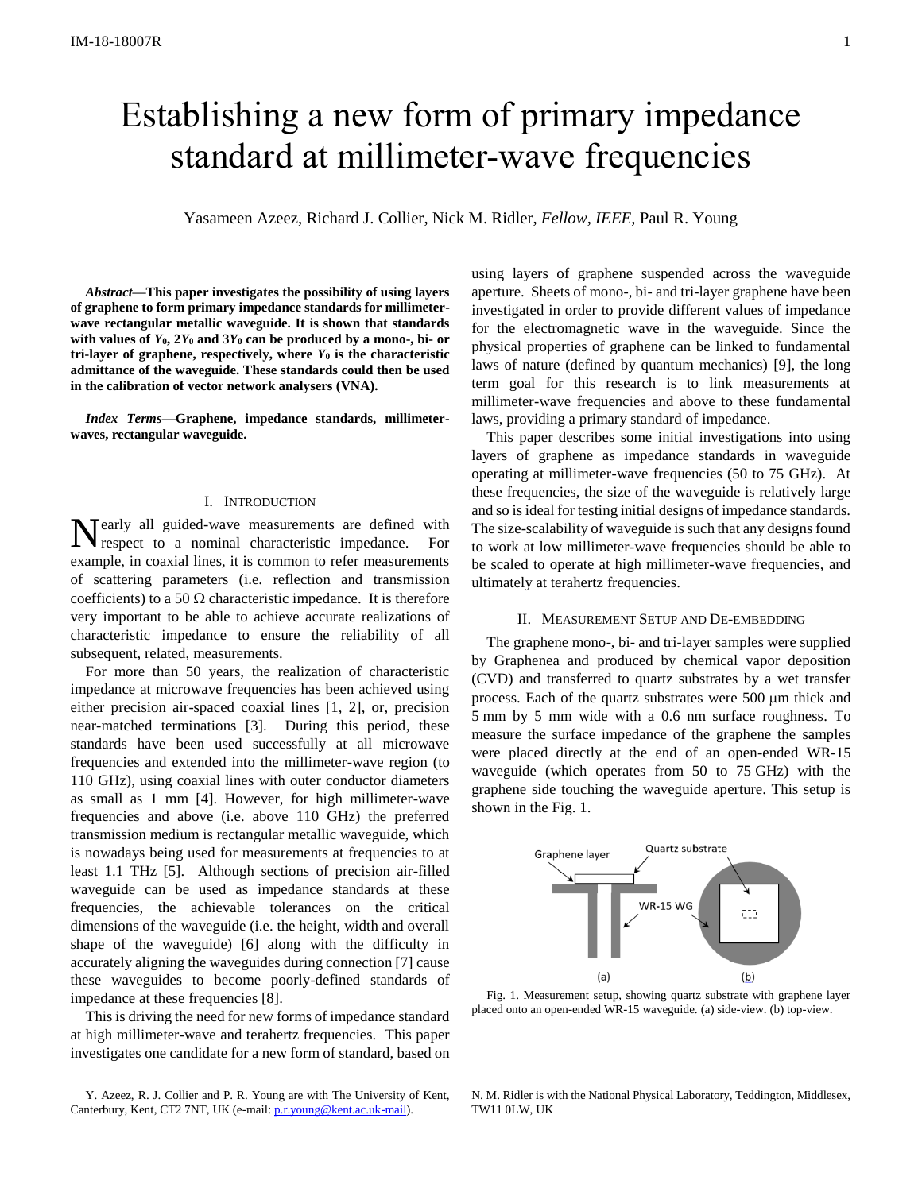# Establishing a new form of primary impedance standard at millimeter-wave frequencies

Yasameen Azeez, Richard J. Collier, Nick M. Ridler, *Fellow, IEEE*, Paul R. Young

***Abstract*—This paper investigates the possibility of using layers of graphene to form primary impedance standards for millimeter-wave rectangular metallic waveguide. It is shown that standards with values of $Y_0$, $2Y_0$ and $3Y_0$ can be produced by a mono-, bi- or tri-layer of graphene, respectively, where $Y_0$ is the characteristic admittance of the waveguide. These standards could then be used in the calibration of vector network analysers (VNA).**

***Index Terms*—Graphene, impedance standards, millimeter-waves, rectangular waveguide.**

## I. Introduction

Nearly all guided-wave measurements are defined with respect to a nominal characteristic impedance. For example, in coaxial lines, it is common to refer measurements of scattering parameters (i.e. reflection and transmission coefficients) to a 50 Ω characteristic impedance. It is therefore very important to be able to achieve accurate realizations of characteristic impedance to ensure the reliability of all subsequent, related, measurements.

For more than 50 years, the realization of characteristic impedance at microwave frequencies has been achieved using either precision air-spaced coaxial lines [1, 2], or, precision near-matched terminations [3]. During this period, these standards have been used successfully at all microwave frequencies and extended into the millimeter-wave region (to 110 GHz), using coaxial lines with outer conductor diameters as small as 1 mm [4]. However, for high millimeter-wave frequencies and above (i.e. above 110 GHz) the preferred transmission medium is rectangular metallic waveguide, which is nowadays being used for measurements at frequencies to at least 1.1 THz [5]. Although sections of precision air-filled waveguide can be used as impedance standards at these frequencies, the achievable tolerances on the critical dimensions of the waveguide (i.e. the height, width and overall shape of the waveguide) [6] along with the difficulty in accurately aligning the waveguides during connection [7] cause these waveguides to become poorly-defined standards of impedance at these frequencies [8].

This is driving the need for new forms of impedance standard at high millimeter-wave and terahertz frequencies. This paper investigates one candidate for a new form of standard, based on using layers of graphene suspended across the waveguide aperture. Sheets of mono-, bi- and tri-layer graphene have been investigated in order to provide different values of impedance for the electromagnetic wave in the waveguide. Since the physical properties of graphene can be linked to fundamental laws of nature (defined by quantum mechanics) [9], the long term goal for this research is to link measurements at millimeter-wave frequencies and above to these fundamental laws, providing a primary standard of impedance.

This paper describes some initial investigations into using layers of graphene as impedance standards in waveguide operating at millimeter-wave frequencies (50 to 75 GHz). At these frequencies, the size of the waveguide is relatively large and so is ideal for testing initial designs of impedance standards. The size-scalability of waveguide is such that any designs found to work at low millimeter-wave frequencies should be able to be scaled to operate at high millimeter-wave frequencies, and ultimately at terahertz frequencies.

## II. Measurement Setup and De-embedding

The graphene mono-, bi- and tri-layer samples were supplied by Graphenea and produced by chemical vapor deposition (CVD) and transferred to quartz substrates by a wet transfer process. Each of the quartz substrates were 500 μm thick and 5 mm by 5 mm wide with a 0.6 nm surface roughness. To measure the surface impedance of the graphene the samples were placed directly at the end of an open-ended WR-15 waveguide (which operates from 50 to 75 GHz) with the graphene side touching the waveguide aperture. This setup is shown in the Fig. 1.

Fig. 1. Measurement setup, showing quartz substrate with graphene layer placed onto an open-ended WR-15 waveguide. (a) side-view. (b) top-view.

Y. Azeez, R. J. Collier and P. R. Young are with The University of Kent, Canterbury, Kent, CT2 7NT, UK (e-mail: p.r.young@kent.ac.uk-mail).

N. M. Ridler is with the National Physical Laboratory, Teddington, Middlesex, TW11 0LW, UK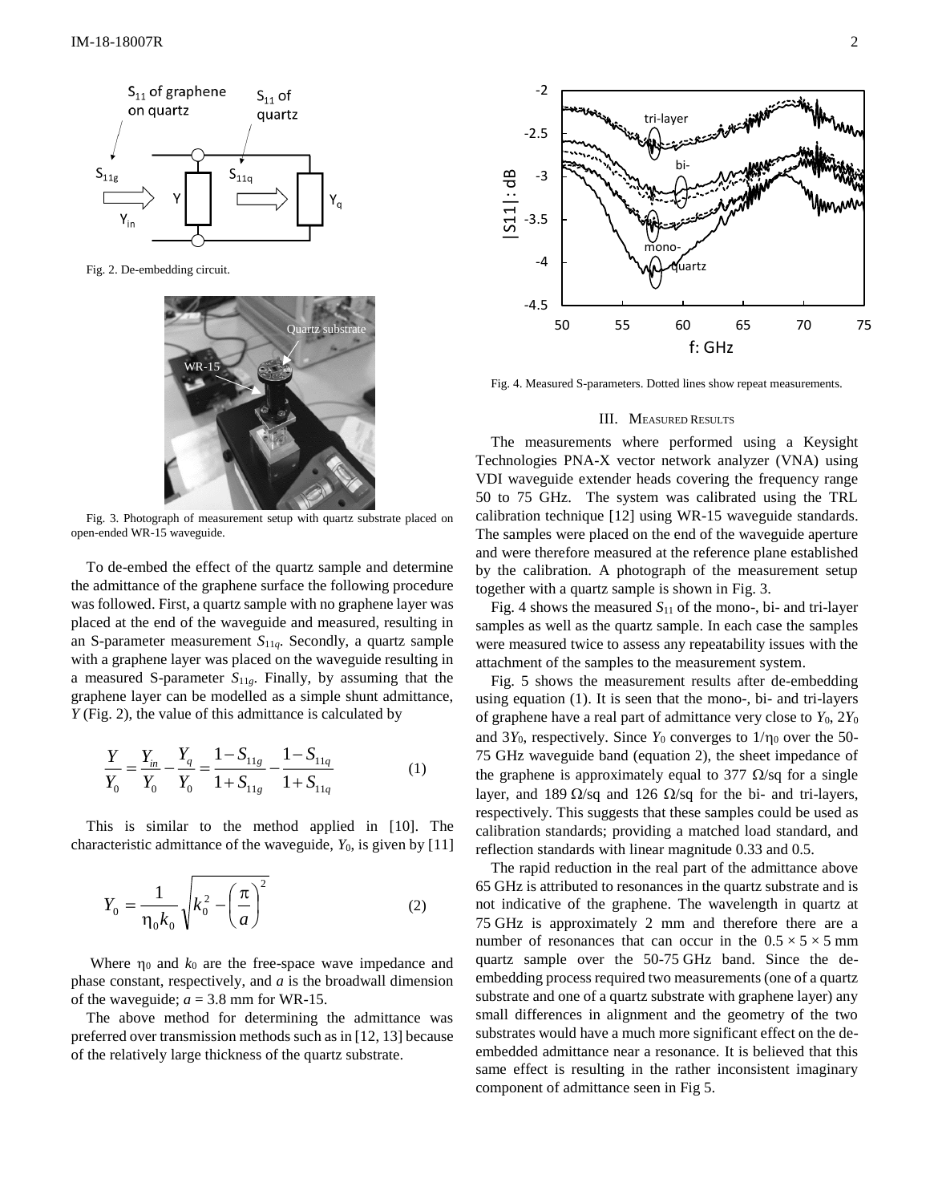Fig. 2. De-embedding circuit.

Fig. 3. Photograph of measurement setup with quartz substrate placed on open-ended WR-15 waveguide.

To de-embed the effect of the quartz sample and determine the admittance of the graphene surface the following procedure was followed. First, a quartz sample with no graphene layer was placed at the end of the waveguide and measured, resulting in an S-parameter measurement $S_{11q}$. Secondly, a quartz sample with a graphene layer was placed on the waveguide resulting in a measured S-parameter $S_{11g}$. Finally, by assuming that the graphene layer can be modelled as a simple shunt admittance, $Y$ (Fig. 2), the value of this admittance is calculated by

$$\frac{Y}{Y_0} = \frac{Y_{in}}{Y_0} - \frac{Y_q}{Y_0} = \frac{1 - S_{11g}}{1 + S_{11g}} - \frac{1 - S_{11q}}{1 + S_{11q}} \tag{1}$$

This is similar to the method applied in [10]. The characteristic admittance of the waveguide, $Y_0$, is given by [11]

$$Y_0 = \frac{1}{\eta_0 k_0} \sqrt{k_0^2 - \left(\frac{\pi}{a}\right)^2} \tag{2}$$

Where $\eta_0$ and $k_0$ are the free-space wave impedance and phase constant, respectively, and $a$ is the broadwall dimension of the waveguide; $a$ = 3.8 mm for WR-15.

The above method for determining the admittance was preferred over transmission methods such as in [12, 13] because of the relatively large thickness of the quartz substrate.

Fig. 4. Measured S-parameters. Dotted lines show repeat measurements.

## III. Measured Results

The measurements where performed using a Keysight Technologies PNA-X vector network analyzer (VNA) using VDI waveguide extender heads covering the frequency range 50 to 75 GHz. The system was calibrated using the TRL calibration technique [12] using WR-15 waveguide standards. The samples were placed on the end of the waveguide aperture and were therefore measured at the reference plane established by the calibration. A photograph of the measurement setup together with a quartz sample is shown in Fig. 3.

Fig. 4 shows the measured $S_{11}$ of the mono-, bi- and tri-layer samples as well as the quartz sample. In each case the samples were measured twice to assess any repeatability issues with the attachment of the samples to the measurement system.

Fig. 5 shows the measurement results after de-embedding using equation (1). It is seen that the mono-, bi- and tri-layers of graphene have a real part of admittance very close to $Y_0$, $2Y_0$ and $3Y_0$, respectively. Since $Y_0$ converges to $1/\eta_0$ over the 50-75 GHz waveguide band (equation 2), the sheet impedance of the graphene is approximately equal to 377 Ω/sq for a single layer, and 189 Ω/sq and 126 Ω/sq for the bi- and tri-layers, respectively. This suggests that these samples could be used as calibration standards; providing a matched load standard, and reflection standards with linear magnitude 0.33 and 0.5.

The rapid reduction in the real part of the admittance above 65 GHz is attributed to resonances in the quartz substrate and is not indicative of the graphene. The wavelength in quartz at 75 GHz is approximately 2 mm and therefore there are a number of resonances that can occur in the 0.5 × 5 × 5 mm quartz sample over the 50-75 GHz band. Since the de-embedding process required two measurements (one of a quartz substrate and one of a quartz substrate with graphene layer) any small differences in alignment and the geometry of the two substrates would have a much more significant effect on the de-embedded admittance near a resonance. It is believed that this same effect is resulting in the rather inconsistent imaginary component of admittance seen in Fig 5.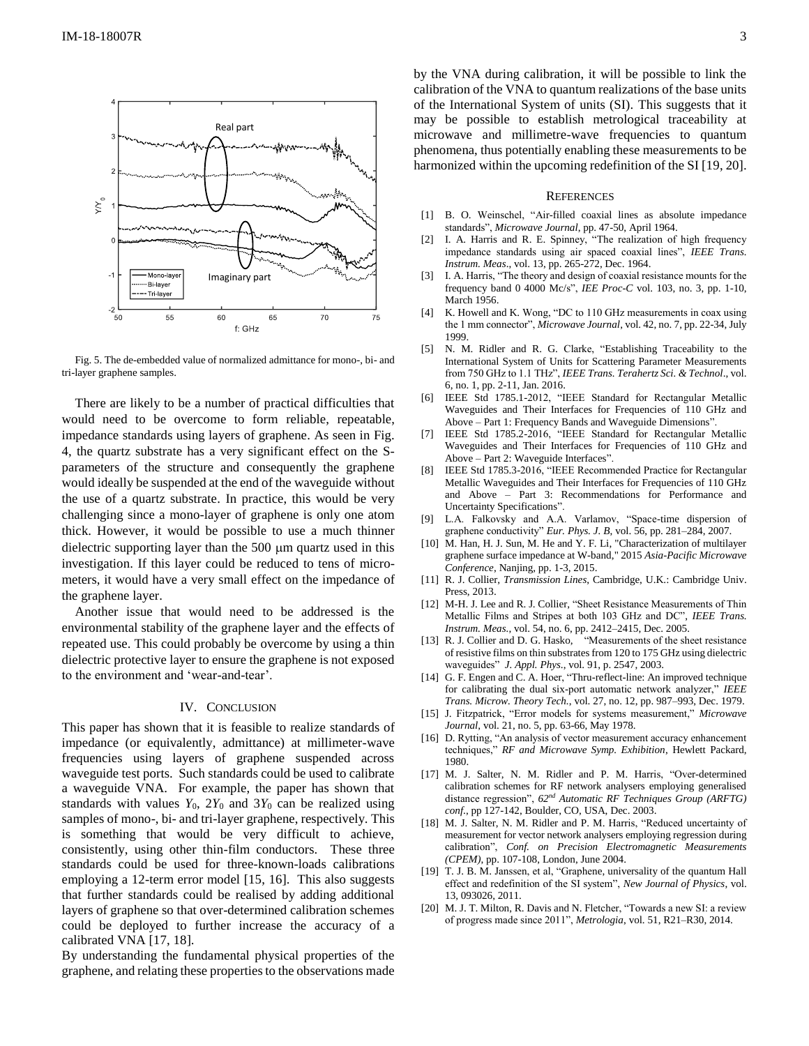Real part

Imaginary part

Y/Y0

f: GHz

Mono-layer
Bi-layer
Tri-layer

Fig. 5. The de-embedded value of normalized admittance for mono-, bi- and tri-layer graphene samples.

There are likely to be a number of practical difficulties that would need to be overcome to form reliable, repeatable, impedance standards using layers of graphene. As seen in Fig. 4, the quartz substrate has a very significant effect on the S-parameters of the structure and consequently the graphene would ideally be suspended at the end of the waveguide without the use of a quartz substrate. In practice, this would be very challenging since a mono-layer of graphene is only one atom thick. However, it would be possible to use a much thinner dielectric supporting layer than the 500 μm quartz used in this investigation. If this layer could be reduced to tens of micro-meters, it would have a very small effect on the impedance of the graphene layer.

Another issue that would need to be addressed is the environmental stability of the graphene layer and the effects of repeated use. This could probably be overcome by using a thin dielectric protective layer to ensure the graphene is not exposed to the environment and 'wear-and-tear'.

## IV. Conclusion

This paper has shown that it is feasible to realize standards of impedance (or equivalently, admittance) at millimeter-wave frequencies using layers of graphene suspended across waveguide test ports. Such standards could be used to calibrate a waveguide VNA. For example, the paper has shown that standards with values $Y_0$, $2Y_0$ and $3Y_0$ can be realized using samples of mono-, bi- and tri-layer graphene, respectively. This is something that would be very difficult to achieve, consistently, using other thin-film conductors. These three standards could be used for three-known-loads calibrations employing a 12-term error model [15, 16]. This also suggests that further standards could be realised by adding additional layers of graphene so that over-determined calibration schemes could be deployed to further increase the accuracy of a calibrated VNA [17, 18].

By understanding the fundamental physical properties of the graphene, and relating these properties to the observations made by the VNA during calibration, it will be possible to link the calibration of the VNA to quantum realizations of the base units of the International System of units (SI). This suggests that it may be possible to establish metrological traceability at microwave and millimetre-wave frequencies to quantum phenomena, thus potentially enabling these measurements to be harmonized within the upcoming redefinition of the SI [19, 20].

## References

[1] B. O. Weinschel, "Air-filled coaxial lines as absolute impedance standards", *Microwave Journal*, pp. 47-50, April 1964.

[2] I. A. Harris and R. E. Spinney, "The realization of high frequency impedance standards using air spaced coaxial lines", *IEEE Trans. Instrum. Meas*., vol. 13, pp. 265-272, Dec. 1964.

[3] I. A. Harris, "The theory and design of coaxial resistance mounts for the frequency band 0 4000 Mc/s", *IEE Proc-C* vol. 103, no. 3, pp. 1-10, March 1956.

[4] K. Howell and K. Wong, "DC to 110 GHz measurements in coax using the 1 mm connector", *Microwave Journal*, vol. 42, no. 7, pp. 22-34, July 1999.

[5] N. M. Ridler and R. G. Clarke, "Establishing Traceability to the International System of Units for Scattering Parameter Measurements from 750 GHz to 1.1 THz", *IEEE Trans. Terahertz Sci. & Technol*., vol. 6, no. 1, pp. 2-11, Jan. 2016.

[6] IEEE Std 1785.1-2012, "IEEE Standard for Rectangular Metallic Waveguides and Their Interfaces for Frequencies of 110 GHz and Above – Part 1: Frequency Bands and Waveguide Dimensions".

[7] IEEE Std 1785.2-2016, "IEEE Standard for Rectangular Metallic Waveguides and Their Interfaces for Frequencies of 110 GHz and Above – Part 2: Waveguide Interfaces".

[8] IEEE Std 1785.3-2016, "IEEE Recommended Practice for Rectangular Metallic Waveguides and Their Interfaces for Frequencies of 110 GHz and Above – Part 3: Recommendations for Performance and Uncertainty Specifications".

[9] L.A. Falkovsky and A.A. Varlamov, "Space-time dispersion of graphene conductivity" *Eur. Phys. J. B*, vol. 56, pp. 281–284, 2007.

[10] M. Han, H. J. Sun, M. He and Y. F. Li, "Characterization of multilayer graphene surface impedance at W-band," 2015 *Asia-Pacific Microwave Conference*, Nanjing, pp. 1-3, 2015.

[11] R. J. Collier, *Transmission Lines*, Cambridge, U.K.: Cambridge Univ. Press, 2013.

[12] M-H. J. Lee and R. J. Collier, "Sheet Resistance Measurements of Thin Metallic Films and Stripes at both 103 GHz and DC", *IEEE Trans. Instrum. Meas*., vol. 54, no. 6, pp. 2412–2415, Dec. 2005.

[13] R. J. Collier and D. G. Hasko, "Measurements of the sheet resistance of resistive films on thin substrates from 120 to 175 GHz using dielectric waveguides" *J. Appl. Phys*., vol. 91, p. 2547, 2003.

[14] G. F. Engen and C. A. Hoer, "Thru-reflect-line: An improved technique for calibrating the dual six-port automatic network analyzer," *IEEE Trans. Microw. Theory Tech*., vol. 27, no. 12, pp. 987–993, Dec. 1979.

[15] J. Fitzpatrick, "Error models for systems measurement," *Microwave Journal*, vol. 21, no. 5, pp. 63-66, May 1978.

[16] D. Rytting, "An analysis of vector measurement accuracy enhancement techniques," *RF and Microwave Symp. Exhibition*, Hewlett Packard, 1980.

[17] M. J. Salter, N. M. Ridler and P. M. Harris, "Over-determined calibration schemes for RF network analysers employing generalised distance regression", *62nd Automatic RF Techniques Group (ARFTG) conf*., pp 127-142, Boulder, CO, USA, Dec. 2003.

[18] M. J. Salter, N. M. Ridler and P. M. Harris, "Reduced uncertainty of measurement for vector network analysers employing regression during calibration", *Conf. on Precision Electromagnetic Measurements (CPEM)*, pp. 107-108, London, June 2004.

[19] T. J. B. M. Janssen, et al, "Graphene, universality of the quantum Hall effect and redefinition of the SI system", *New Journal of Physics*, vol. 13, 093026, 2011.

[20] M. J. T. Milton, R. Davis and N. Fletcher, "Towards a new SI: a review of progress made since 2011", *Metrologia*, vol. 51, R21–R30, 2014.